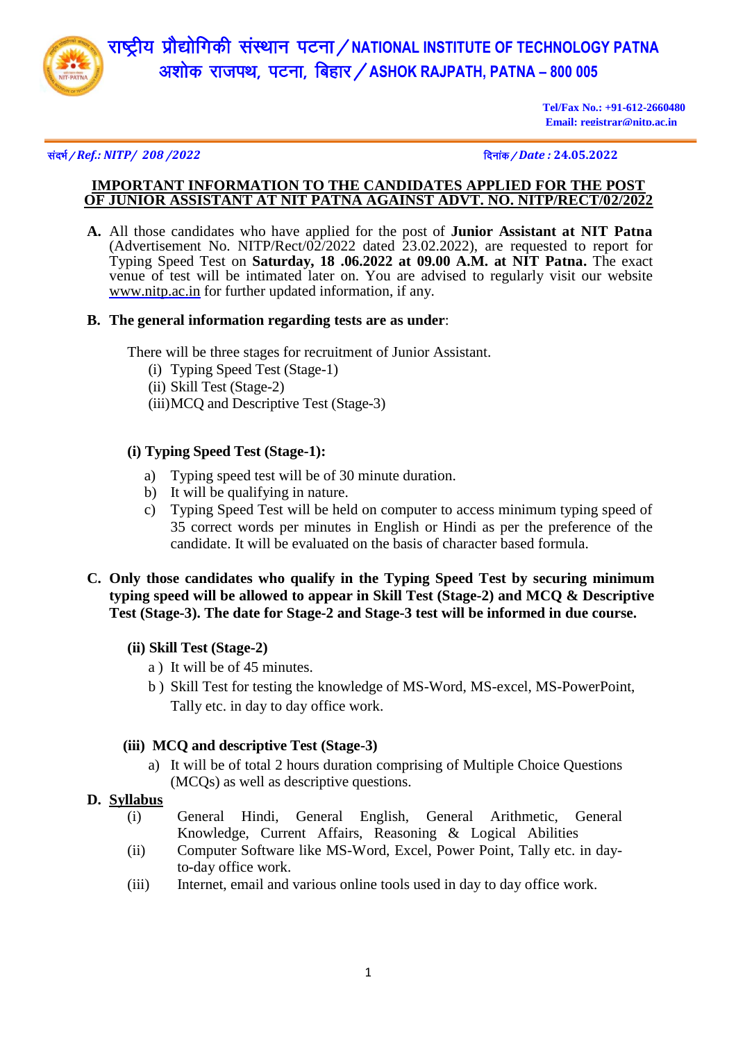# राष्ट्रीय प्रौद्योगिकी संस्थान पटना / NATIONAL INSTITUTE OF TECHNOLOGY PATNA
## अशोक राजपथ, पटना, बिहार / ASHOK RAJPATH, PATNA – 800 005

**Tel/Fax No.: +91-612-2660480**
**Email: registrar@nitp.ac.in**

संदर्भ / *Ref.: NITP/ 208 /2022* दिनांक / *Date :* **24.05.2022**

**IMPORTANT INFORMATION TO THE CANDIDATES APPLIED FOR THE POST OF JUNIOR ASSISTANT AT NIT PATNA AGAINST ADVT. NO. NITP/RECT/02/2022**

**A.** All those candidates who have applied for the post of **Junior Assistant at NIT Patna** (Advertisement No. NITP/Rect/02/2022 dated 23.02.2022), are requested to report for Typing Speed Test on **Saturday, 18 .06.2022 at 09.00 A.M. at NIT Patna.** The exact venue of test will be intimated later on. You are advised to regularly visit our website www.nitp.ac.in for further updated information, if any.

**B. The general information regarding tests are as under**:

There will be three stages for recruitment of Junior Assistant.

(i) Typing Speed Test (Stage-1)
(ii) Skill Test (Stage-2)
(iii) MCQ and Descriptive Test (Stage-3)

**(i) Typing Speed Test (Stage-1):**

a) Typing speed test will be of 30 minute duration.
b) It will be qualifying in nature.
c) Typing Speed Test will be held on computer to access minimum typing speed of 35 correct words per minutes in English or Hindi as per the preference of the candidate. It will be evaluated on the basis of character based formula.

**C. Only those candidates who qualify in the Typing Speed Test by securing minimum typing speed will be allowed to appear in Skill Test (Stage-2) and MCQ & Descriptive Test (Stage-3). The date for Stage-2 and Stage-3 test will be informed in due course.**

**(ii) Skill Test (Stage-2)**

a ) It will be of 45 minutes.
b ) Skill Test for testing the knowledge of MS-Word, MS-excel, MS-PowerPoint, Tally etc. in day to day office work.

**(iii) MCQ and descriptive Test (Stage-3)**

a) It will be of total 2 hours duration comprising of Multiple Choice Questions (MCQs) as well as descriptive questions.

**D. Syllabus**

(i) General Hindi, General English, General Arithmetic, General Knowledge, Current Affairs, Reasoning & Logical Abilities
(ii) Computer Software like MS-Word, Excel, Power Point, Tally etc. in day-to-day office work.
(iii) Internet, email and various online tools used in day to day office work.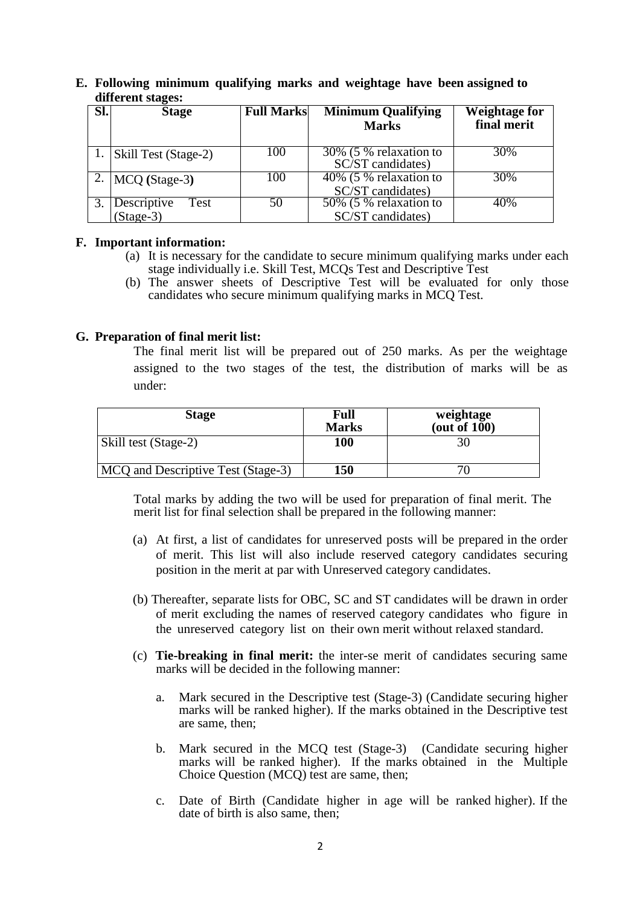**E. Following minimum qualifying marks and weightage have been assigned to different stages:**

| Sl. | Stage | Full Marks | Minimum Qualifying Marks | Weightage for final merit |
|---|---|---|---|---|
| 1. | Skill Test (Stage-2) | 100 | 30% (5 % relaxation to SC/ST candidates) | 30% |
| 2. | MCQ **(**Stage-3**)** | 100 | 40% (5 % relaxation to SC/ST candidates) | 30% |
| 3. | Descriptive Test (Stage-3) | 50 | 50% (5 % relaxation to SC/ST candidates) | 40% |

**F. Important information:**

(a) It is necessary for the candidate to secure minimum qualifying marks under each stage individually i.e. Skill Test, MCQs Test and Descriptive Test

(b) The answer sheets of Descriptive Test will be evaluated for only those candidates who secure minimum qualifying marks in MCQ Test.

**G. Preparation of final merit list:**

The final merit list will be prepared out of 250 marks. As per the weightage assigned to the two stages of the test, the distribution of marks will be as under:

| Stage | Full Marks | weightage (out of 100) |
|---|---|---|
| Skill test (Stage-2) | **100** | 30 |
| MCQ and Descriptive Test (Stage-3) | **150** | 70 |

Total marks by adding the two will be used for preparation of final merit. The merit list for final selection shall be prepared in the following manner:

(a) At first, a list of candidates for unreserved posts will be prepared in the order of merit. This list will also include reserved category candidates securing position in the merit at par with Unreserved category candidates.

(b) Thereafter, separate lists for OBC, SC and ST candidates will be drawn in order of merit excluding the names of reserved category candidates who figure in the unreserved category list on their own merit without relaxed standard.

(c) **Tie-breaking in final merit:** the inter-se merit of candidates securing same marks will be decided in the following manner:

a. Mark secured in the Descriptive test (Stage-3) (Candidate securing higher marks will be ranked higher). If the marks obtained in the Descriptive test are same, then;

b. Mark secured in the MCQ test (Stage-3) (Candidate securing higher marks will be ranked higher). If the marks obtained in the Multiple Choice Question (MCQ) test are same, then;

c. Date of Birth (Candidate higher in age will be ranked higher). If the date of birth is also same, then;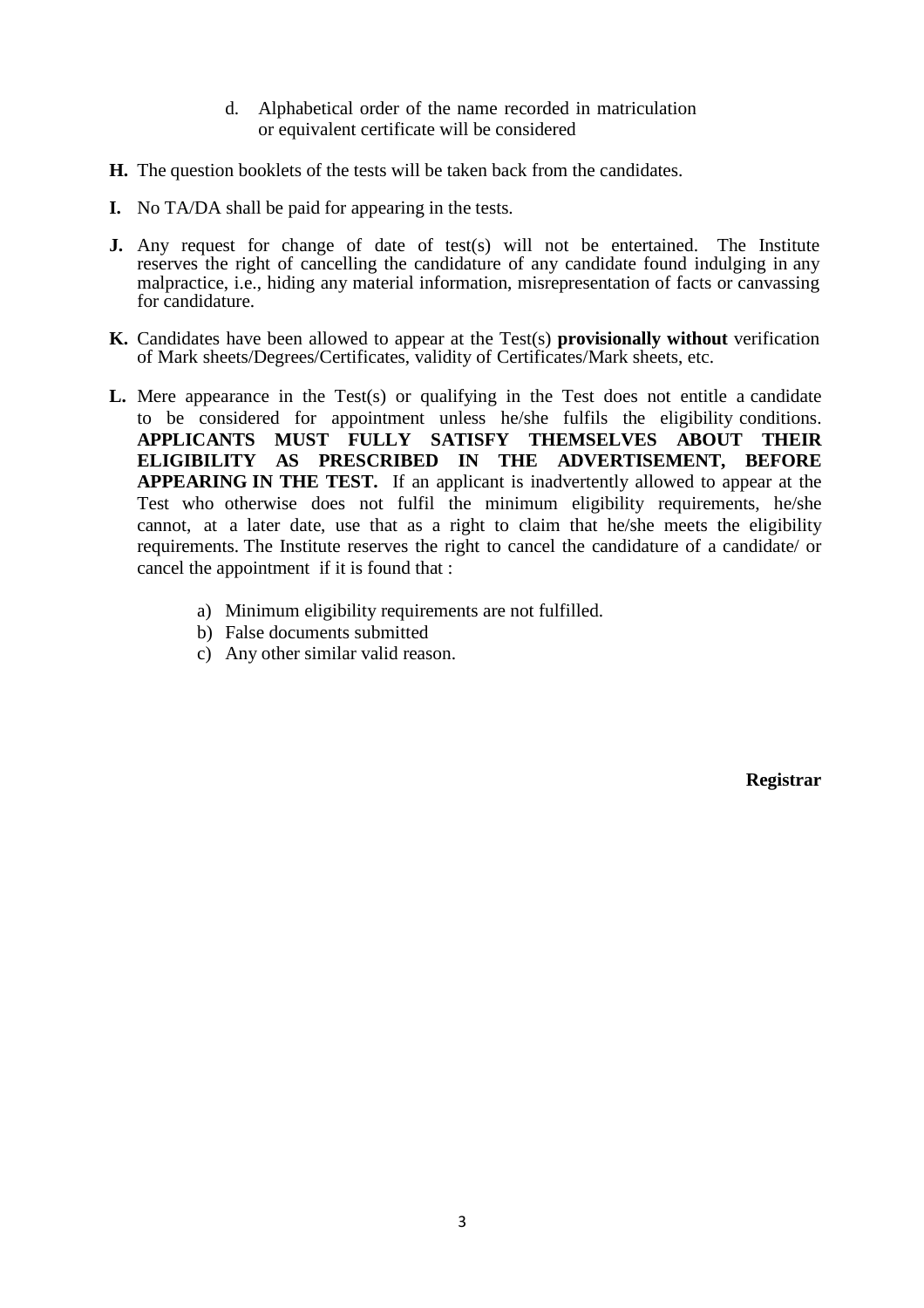d. Alphabetical order of the name recorded in matriculation or equivalent certificate will be considered

**H.** The question booklets of the tests will be taken back from the candidates.

**I.** No TA/DA shall be paid for appearing in the tests.

**J.** Any request for change of date of test(s) will not be entertained. The Institute reserves the right of cancelling the candidature of any candidate found indulging in any malpractice, i.e., hiding any material information, misrepresentation of facts or canvassing for candidature.

**K.** Candidates have been allowed to appear at the Test(s) **provisionally without** verification of Mark sheets/Degrees/Certificates, validity of Certificates/Mark sheets, etc.

**L.** Mere appearance in the Test(s) or qualifying in the Test does not entitle a candidate to be considered for appointment unless he/she fulfils the eligibility conditions. **APPLICANTS MUST FULLY SATISFY THEMSELVES ABOUT THEIR ELIGIBILITY AS PRESCRIBED IN THE ADVERTISEMENT, BEFORE APPEARING IN THE TEST.** If an applicant is inadvertently allowed to appear at the Test who otherwise does not fulfil the minimum eligibility requirements, he/she cannot, at a later date, use that as a right to claim that he/she meets the eligibility requirements. The Institute reserves the right to cancel the candidature of a candidate/ or cancel the appointment if it is found that :

a) Minimum eligibility requirements are not fulfilled.
b) False documents submitted
c) Any other similar valid reason.

**Registrar**